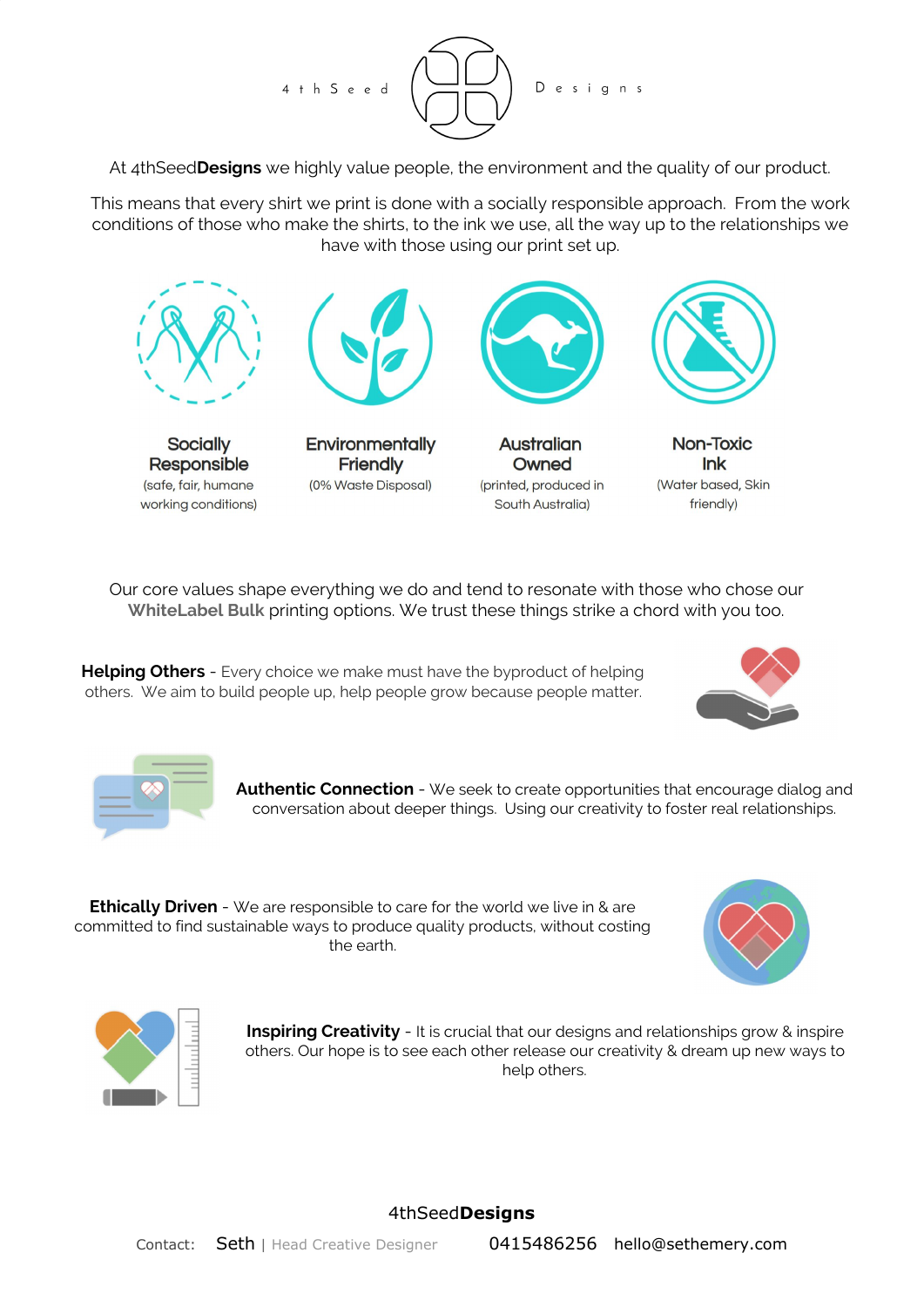4thSeed Designs

At 4thSeed**Designs** we highly value people, the environment and the quality of our product.

This means that every shirt we print is done with a socially responsible approach. From the work conditions of those who make the shirts, to the ink we use, all the way up to the relationships we have with those using our print set up.

**Socially Responsible**
(safe, fair, humane working conditions)

**Environmentally Friendly**
(0% Waste Disposal)

**Australian Owned**
(printed, produced in South Australia)

**Non-Toxic Ink**
(Water based, Skin friendly)

Our core values shape everything we do and tend to resonate with those who chose our **WhiteLabel Bulk** printing options. We trust these things strike a chord with you too.

**Helping Others** - Every choice we make must have the byproduct of helping others. We aim to build people up, help people grow because people matter.

**Authentic Connection** - We seek to create opportunities that encourage dialog and conversation about deeper things. Using our creativity to foster real relationships.

**Ethically Driven** - We are responsible to care for the world we live in & are committed to find sustainable ways to produce quality products, without costing the earth.

**Inspiring Creativity** - It is crucial that our designs and relationships grow & inspire others. Our hope is to see each other release our creativity & dream up new ways to help others.

4thSeed**Designs**

Contact: Seth | Head Creative Designer 0415486256 hello@sethemery.com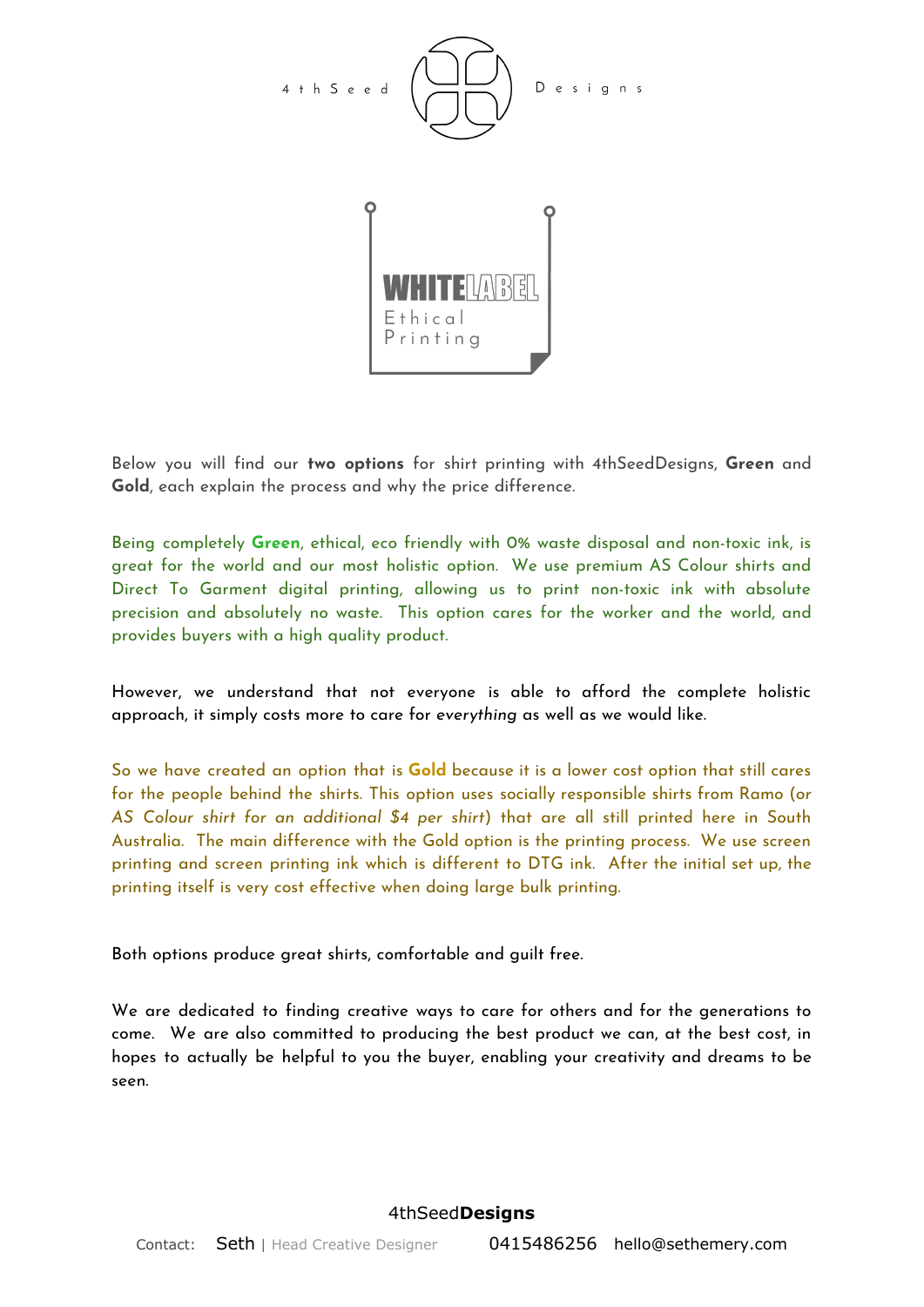4 t h S e e d D e s i g n s

WHITELABEL
Ethical
Printing

Below you will find our **two options** for shirt printing with 4thSeedDesigns, **Green** and **Gold**, each explain the process and why the price difference.

Being completely **Green**, ethical, eco friendly with 0% waste disposal and non-toxic ink, is great for the world and our most holistic option. We use premium AS Colour shirts and Direct To Garment digital printing, allowing us to print non-toxic ink with absolute precision and absolutely no waste. This option cares for the worker and the world, and provides buyers with a high quality product.

However, we understand that not everyone is able to afford the complete holistic approach, it simply costs more to care for *everything* as well as we would like.

So we have created an option that is **Gold** because it is a lower cost option that still cares for the people behind the shirts. This option uses socially responsible shirts from Ramo (*or AS Colour shirt for an additional $4 per shirt*) that are all still printed here in South Australia. The main difference with the Gold option is the printing process. We use screen printing and screen printing ink which is different to DTG ink. After the initial set up, the printing itself is very cost effective when doing large bulk printing.

Both options produce great shirts, comfortable and guilt free.

We are dedicated to finding creative ways to care for others and for the generations to come. We are also committed to producing the best product we can, at the best cost, in hopes to actually be helpful to you the buyer, enabling your creativity and dreams to be seen.

4thSeed**Designs**

Contact: Seth | Head Creative Designer 0415486256 hello@sethemery.com